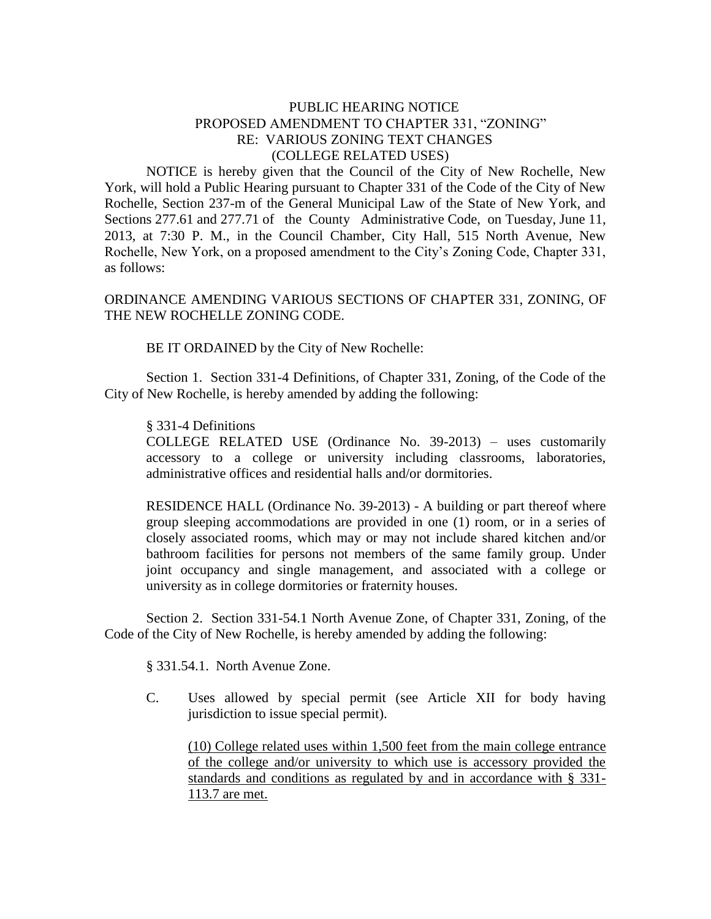# PUBLIC HEARING NOTICE
## PROPOSED AMENDMENT TO CHAPTER 331, "ZONING"
## RE: VARIOUS ZONING TEXT CHANGES
## (COLLEGE RELATED USES)

NOTICE is hereby given that the Council of the City of New Rochelle, New York, will hold a Public Hearing pursuant to Chapter 331 of the Code of the City of New Rochelle, Section 237-m of the General Municipal Law of the State of New York, and Sections 277.61 and 277.71 of the County Administrative Code, on Tuesday, June 11, 2013, at 7:30 P. M., in the Council Chamber, City Hall, 515 North Avenue, New Rochelle, New York, on a proposed amendment to the City's Zoning Code, Chapter 331, as follows:

ORDINANCE AMENDING VARIOUS SECTIONS OF CHAPTER 331, ZONING, OF THE NEW ROCHELLE ZONING CODE.

BE IT ORDAINED by the City of New Rochelle:

Section 1. Section 331-4 Definitions, of Chapter 331, Zoning, of the Code of the City of New Rochelle, is hereby amended by adding the following:

§ 331-4 Definitions

COLLEGE RELATED USE (Ordinance No. 39-2013) – uses customarily accessory to a college or university including classrooms, laboratories, administrative offices and residential halls and/or dormitories.

RESIDENCE HALL (Ordinance No. 39-2013) - A building or part thereof where group sleeping accommodations are provided in one (1) room, or in a series of closely associated rooms, which may or may not include shared kitchen and/or bathroom facilities for persons not members of the same family group. Under joint occupancy and single management, and associated with a college or university as in college dormitories or fraternity houses.

Section 2. Section 331-54.1 North Avenue Zone, of Chapter 331, Zoning, of the Code of the City of New Rochelle, is hereby amended by adding the following:

§ 331.54.1. North Avenue Zone.

C. Uses allowed by special permit (see Article XII for body having jurisdiction to issue special permit).

(10) College related uses within 1,500 feet from the main college entrance of the college and/or university to which use is accessory provided the standards and conditions as regulated by and in accordance with § 331-113.7 are met.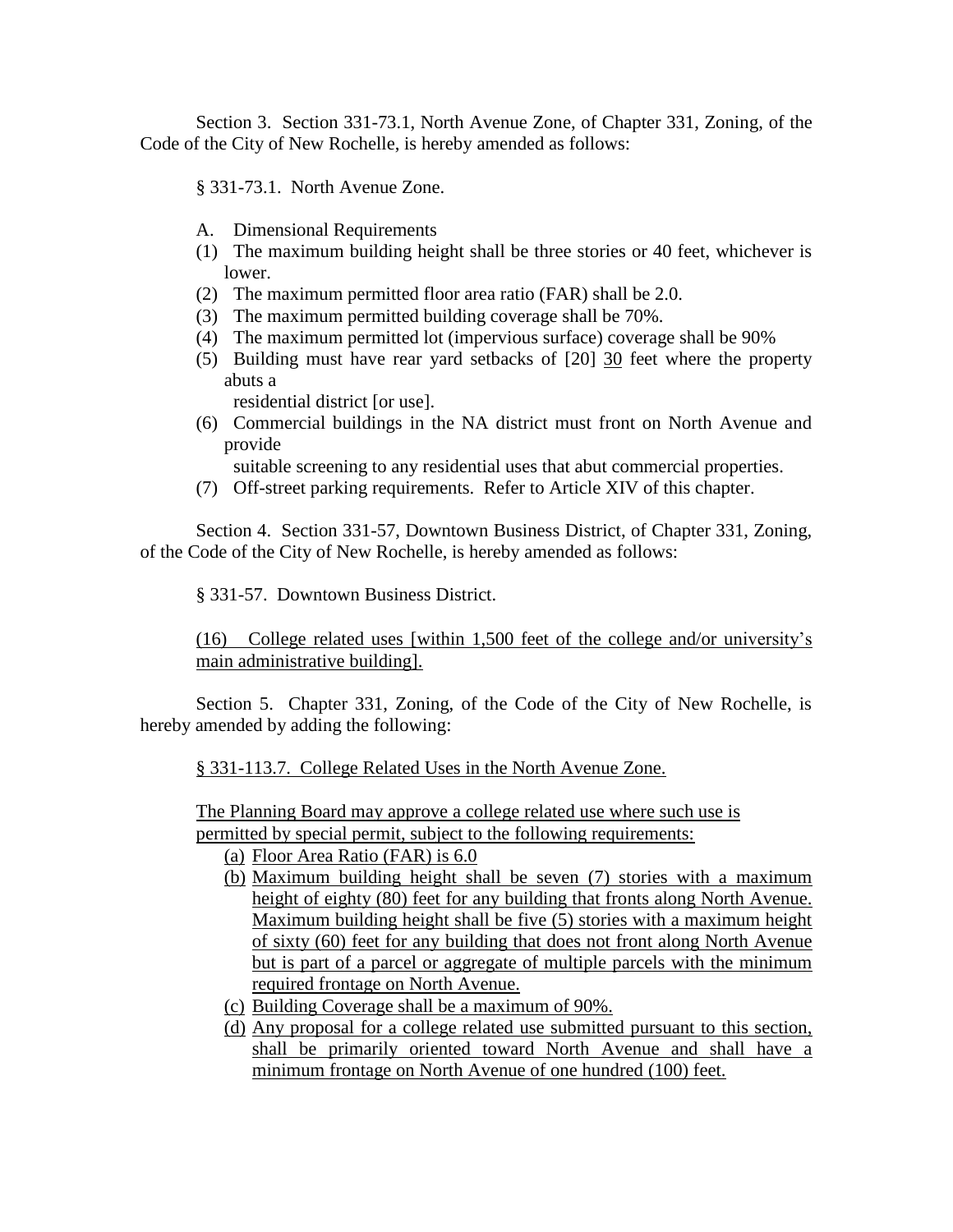Section 3. Section 331-73.1, North Avenue Zone, of Chapter 331, Zoning, of the Code of the City of New Rochelle, is hereby amended as follows:

§ 331-73.1. North Avenue Zone.

A. Dimensional Requirements

(1) The maximum building height shall be three stories or 40 feet, whichever is lower.

(2) The maximum permitted floor area ratio (FAR) shall be 2.0.

(3) The maximum permitted building coverage shall be 70%.

(4) The maximum permitted lot (impervious surface) coverage shall be 90%

(5) Building must have rear yard setbacks of [20] <u>30</u> feet where the property abuts a residential district [or use].

(6) Commercial buildings in the NA district must front on North Avenue and provide suitable screening to any residential uses that abut commercial properties.

(7) Off-street parking requirements. Refer to Article XIV of this chapter.

Section 4. Section 331-57, Downtown Business District, of Chapter 331, Zoning, of the Code of the City of New Rochelle, is hereby amended as follows:

§ 331-57. Downtown Business District.

<u>(16) College related uses [within 1,500 feet of the college and/or university's main administrative building].</u>

Section 5. Chapter 331, Zoning, of the Code of the City of New Rochelle, is hereby amended by adding the following:

<u>§ 331-113.7. College Related Uses in the North Avenue Zone.</u>

<u>The Planning Board may approve a college related use where such use is permitted by special permit, subject to the following requirements:</u>

<u>(a) Floor Area Ratio (FAR) is 6.0</u>

<u>(b) Maximum building height shall be seven (7) stories with a maximum height of eighty (80) feet for any building that fronts along North Avenue. Maximum building height shall be five (5) stories with a maximum height of sixty (60) feet for any building that does not front along North Avenue but is part of a parcel or aggregate of multiple parcels with the minimum required frontage on North Avenue.</u>

<u>(c) Building Coverage shall be a maximum of 90%.</u>

<u>(d) Any proposal for a college related use submitted pursuant to this section, shall be primarily oriented toward North Avenue and shall have a minimum frontage on North Avenue of one hundred (100) feet.</u>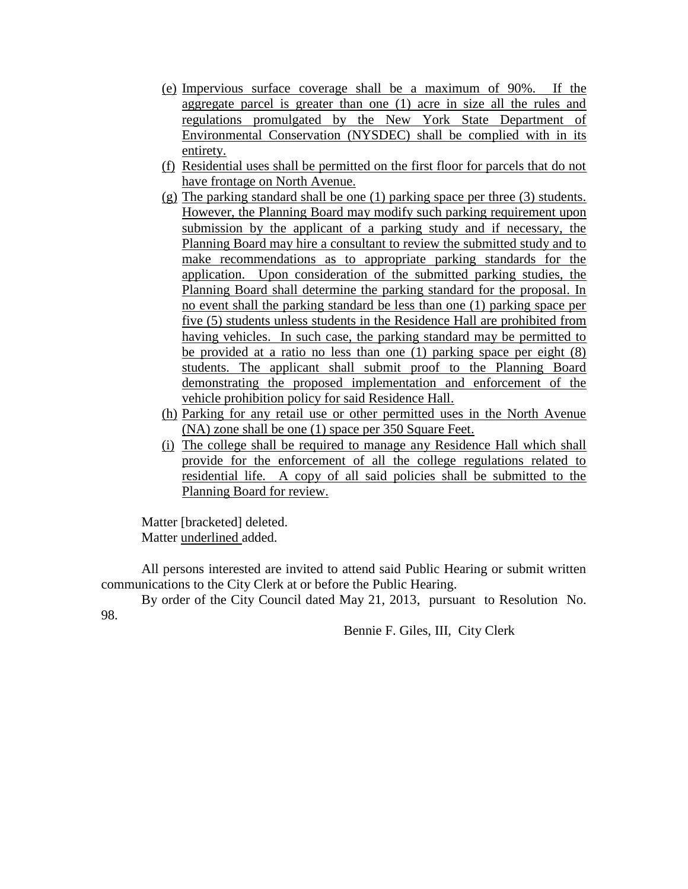(e) Impervious surface coverage shall be a maximum of 90%. If the aggregate parcel is greater than one (1) acre in size all the rules and regulations promulgated by the New York State Department of Environmental Conservation (NYSDEC) shall be complied with in its entirety.

(f) Residential uses shall be permitted on the first floor for parcels that do not have frontage on North Avenue.

(g) The parking standard shall be one (1) parking space per three (3) students. However, the Planning Board may modify such parking requirement upon submission by the applicant of a parking study and if necessary, the Planning Board may hire a consultant to review the submitted study and to make recommendations as to appropriate parking standards for the application. Upon consideration of the submitted parking studies, the Planning Board shall determine the parking standard for the proposal. In no event shall the parking standard be less than one (1) parking space per five (5) students unless students in the Residence Hall are prohibited from having vehicles. In such case, the parking standard may be permitted to be provided at a ratio no less than one (1) parking space per eight (8) students. The applicant shall submit proof to the Planning Board demonstrating the proposed implementation and enforcement of the vehicle prohibition policy for said Residence Hall.

(h) Parking for any retail use or other permitted uses in the North Avenue (NA) zone shall be one (1) space per 350 Square Feet.

(i) The college shall be required to manage any Residence Hall which shall provide for the enforcement of all the college regulations related to residential life. A copy of all said policies shall be submitted to the Planning Board for review.

Matter [bracketed] deleted.
Matter underlined added.

All persons interested are invited to attend said Public Hearing or submit written communications to the City Clerk at or before the Public Hearing.

By order of the City Council dated May 21, 2013, pursuant to Resolution No. 98.

Bennie F. Giles, III, City Clerk